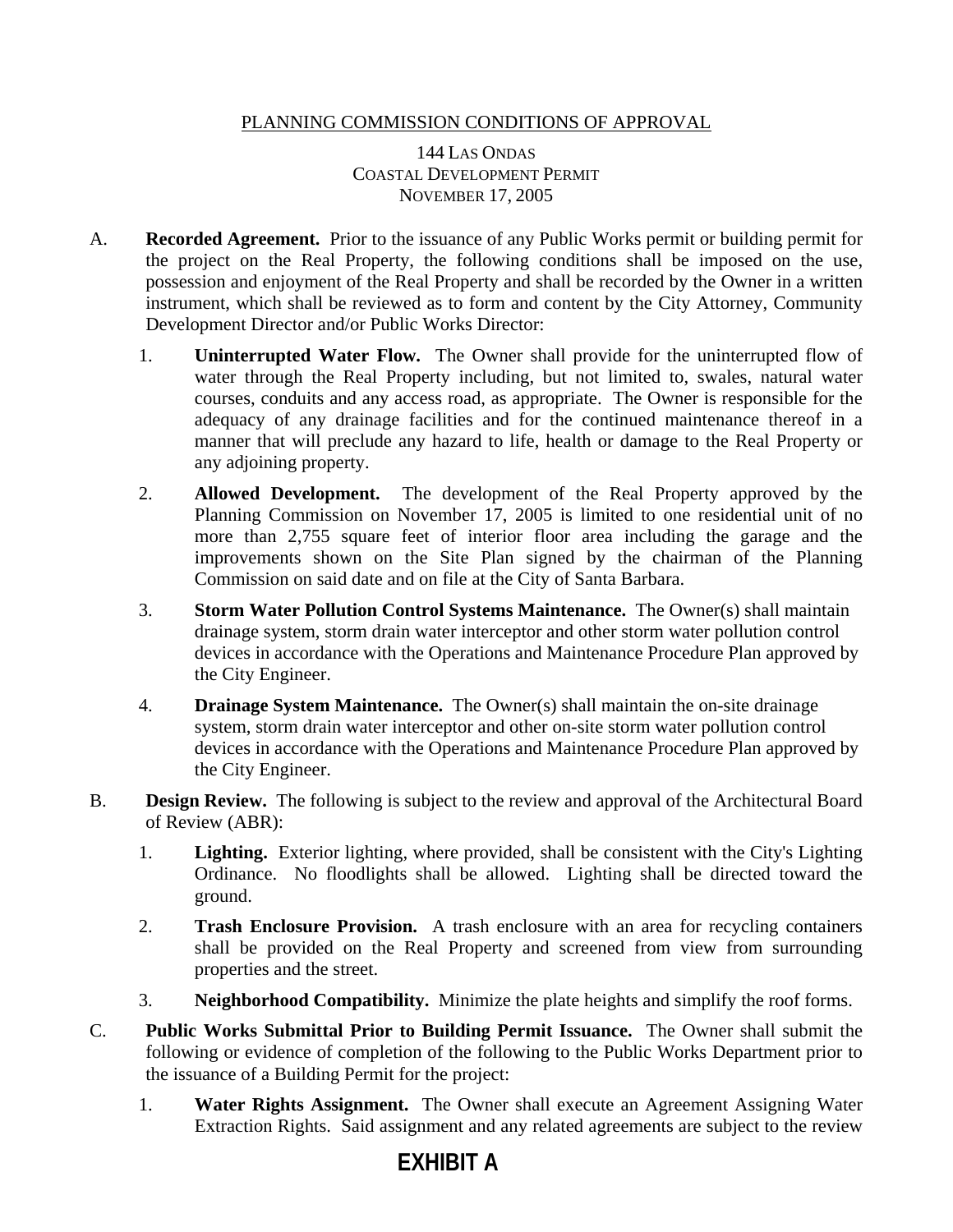PLANNING COMMISSION CONDITIONS OF APPROVAL

144 LAS ONDAS
COASTAL DEVELOPMENT PERMIT
NOVEMBER 17, 2005

A. **Recorded Agreement.** Prior to the issuance of any Public Works permit or building permit for the project on the Real Property, the following conditions shall be imposed on the use, possession and enjoyment of the Real Property and shall be recorded by the Owner in a written instrument, which shall be reviewed as to form and content by the City Attorney, Community Development Director and/or Public Works Director:

   1. **Uninterrupted Water Flow.** The Owner shall provide for the uninterrupted flow of water through the Real Property including, but not limited to, swales, natural water courses, conduits and any access road, as appropriate. The Owner is responsible for the adequacy of any drainage facilities and for the continued maintenance thereof in a manner that will preclude any hazard to life, health or damage to the Real Property or any adjoining property.

   2. **Allowed Development.** The development of the Real Property approved by the Planning Commission on November 17, 2005 is limited to one residential unit of no more than 2,755 square feet of interior floor area including the garage and the improvements shown on the Site Plan signed by the chairman of the Planning Commission on said date and on file at the City of Santa Barbara.

   3. **Storm Water Pollution Control Systems Maintenance.** The Owner(s) shall maintain drainage system, storm drain water interceptor and other storm water pollution control devices in accordance with the Operations and Maintenance Procedure Plan approved by the City Engineer.

   4. **Drainage System Maintenance.** The Owner(s) shall maintain the on-site drainage system, storm drain water interceptor and other on-site storm water pollution control devices in accordance with the Operations and Maintenance Procedure Plan approved by the City Engineer.

B. **Design Review.** The following is subject to the review and approval of the Architectural Board of Review (ABR):

   1. **Lighting.** Exterior lighting, where provided, shall be consistent with the City's Lighting Ordinance. No floodlights shall be allowed. Lighting shall be directed toward the ground.

   2. **Trash Enclosure Provision.** A trash enclosure with an area for recycling containers shall be provided on the Real Property and screened from view from surrounding properties and the street.

   3. **Neighborhood Compatibility.** Minimize the plate heights and simplify the roof forms.

C. **Public Works Submittal Prior to Building Permit Issuance.** The Owner shall submit the following or evidence of completion of the following to the Public Works Department prior to the issuance of a Building Permit for the project:

   1. **Water Rights Assignment.** The Owner shall execute an Agreement Assigning Water Extraction Rights. Said assignment and any related agreements are subject to the review

**EXHIBIT A**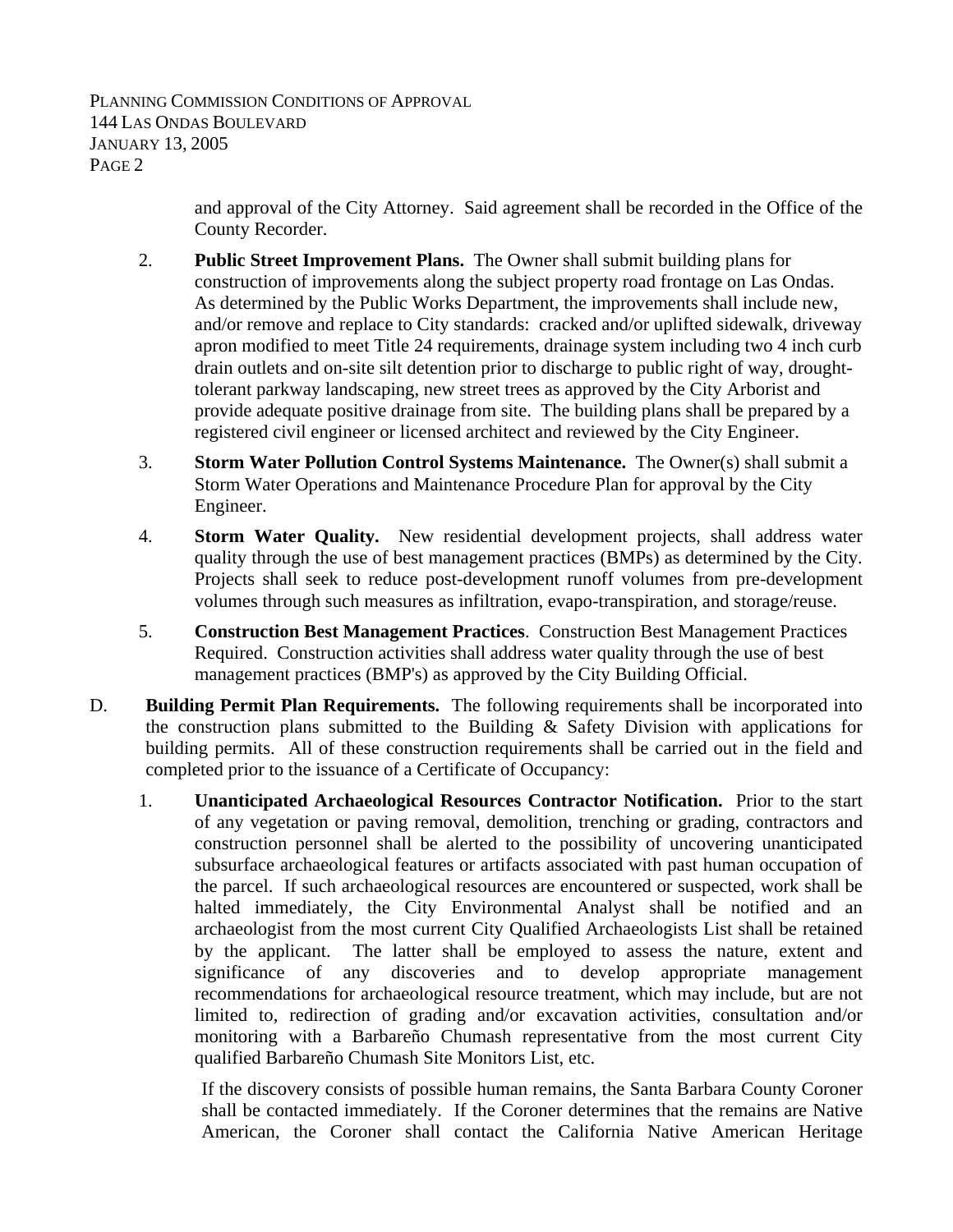and approval of the City Attorney. Said agreement shall be recorded in the Office of the County Recorder.

2. **Public Street Improvement Plans.** The Owner shall submit building plans for construction of improvements along the subject property road frontage on Las Ondas. As determined by the Public Works Department, the improvements shall include new, and/or remove and replace to City standards: cracked and/or uplifted sidewalk, driveway apron modified to meet Title 24 requirements, drainage system including two 4 inch curb drain outlets and on-site silt detention prior to discharge to public right of way, drought-tolerant parkway landscaping, new street trees as approved by the City Arborist and provide adequate positive drainage from site. The building plans shall be prepared by a registered civil engineer or licensed architect and reviewed by the City Engineer.

3. **Storm Water Pollution Control Systems Maintenance.** The Owner(s) shall submit a Storm Water Operations and Maintenance Procedure Plan for approval by the City Engineer.

4. **Storm Water Quality.** New residential development projects, shall address water quality through the use of best management practices (BMPs) as determined by the City. Projects shall seek to reduce post-development runoff volumes from pre-development volumes through such measures as infiltration, evapo-transpiration, and storage/reuse.

5. **Construction Best Management Practices**. Construction Best Management Practices Required. Construction activities shall address water quality through the use of best management practices (BMP's) as approved by the City Building Official.

D. **Building Permit Plan Requirements.** The following requirements shall be incorporated into the construction plans submitted to the Building & Safety Division with applications for building permits. All of these construction requirements shall be carried out in the field and completed prior to the issuance of a Certificate of Occupancy:

1. **Unanticipated Archaeological Resources Contractor Notification.** Prior to the start of any vegetation or paving removal, demolition, trenching or grading, contractors and construction personnel shall be alerted to the possibility of uncovering unanticipated subsurface archaeological features or artifacts associated with past human occupation of the parcel. If such archaeological resources are encountered or suspected, work shall be halted immediately, the City Environmental Analyst shall be notified and an archaeologist from the most current City Qualified Archaeologists List shall be retained by the applicant. The latter shall be employed to assess the nature, extent and significance of any discoveries and to develop appropriate management recommendations for archaeological resource treatment, which may include, but are not limited to, redirection of grading and/or excavation activities, consultation and/or monitoring with a Barbareño Chumash representative from the most current City qualified Barbareño Chumash Site Monitors List, etc.

   If the discovery consists of possible human remains, the Santa Barbara County Coroner shall be contacted immediately. If the Coroner determines that the remains are Native American, the Coroner shall contact the California Native American Heritage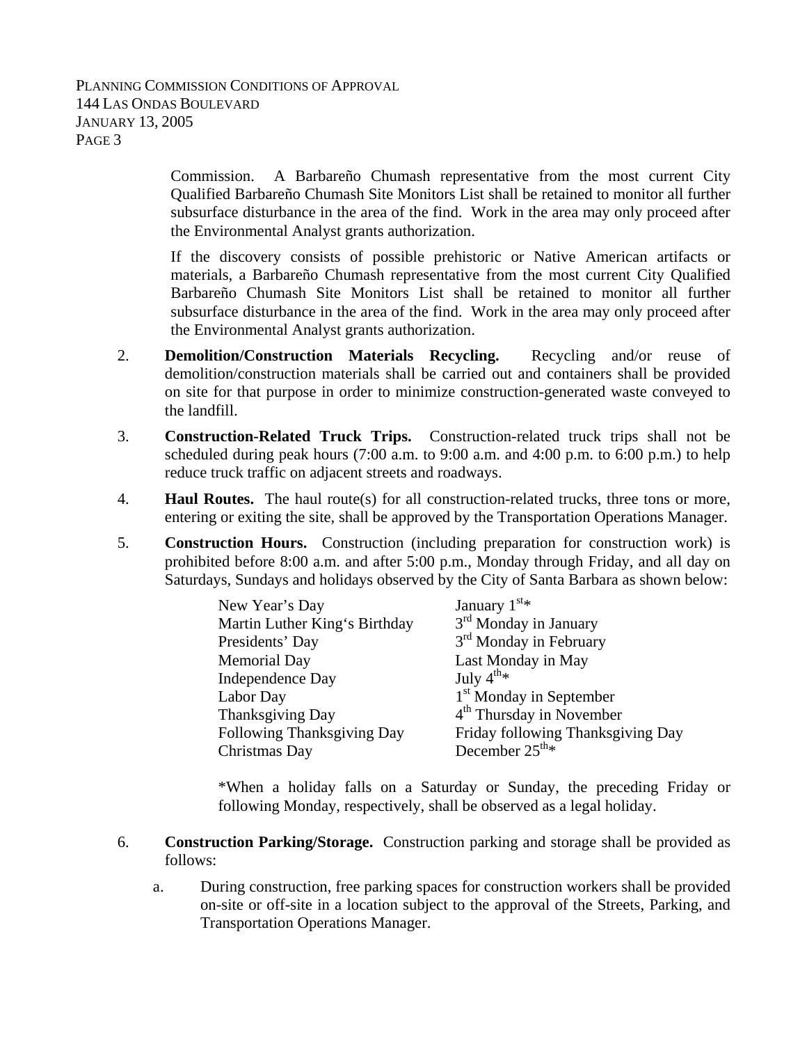Commission. A Barbareño Chumash representative from the most current City Qualified Barbareño Chumash Site Monitors List shall be retained to monitor all further subsurface disturbance in the area of the find. Work in the area may only proceed after the Environmental Analyst grants authorization.

If the discovery consists of possible prehistoric or Native American artifacts or materials, a Barbareño Chumash representative from the most current City Qualified Barbareño Chumash Site Monitors List shall be retained to monitor all further subsurface disturbance in the area of the find. Work in the area may only proceed after the Environmental Analyst grants authorization.

2. **Demolition/Construction Materials Recycling.** Recycling and/or reuse of demolition/construction materials shall be carried out and containers shall be provided on site for that purpose in order to minimize construction-generated waste conveyed to the landfill.

3. **Construction-Related Truck Trips.** Construction-related truck trips shall not be scheduled during peak hours (7:00 a.m. to 9:00 a.m. and 4:00 p.m. to 6:00 p.m.) to help reduce truck traffic on adjacent streets and roadways.

4. **Haul Routes.** The haul route(s) for all construction-related trucks, three tons or more, entering or exiting the site, shall be approved by the Transportation Operations Manager.

5. **Construction Hours.** Construction (including preparation for construction work) is prohibited before 8:00 a.m. and after 5:00 p.m., Monday through Friday, and all day on Saturdays, Sundays and holidays observed by the City of Santa Barbara as shown below:

| | |
|---|---|
| New Year's Day | January 1st* |
| Martin Luther King's Birthday | 3rd Monday in January |
| Presidents' Day | 3rd Monday in February |
| Memorial Day | Last Monday in May |
| Independence Day | July 4th* |
| Labor Day | 1st Monday in September |
| Thanksgiving Day | 4th Thursday in November |
| Following Thanksgiving Day | Friday following Thanksgiving Day |
| Christmas Day | December 25th* |

*When a holiday falls on a Saturday or Sunday, the preceding Friday or following Monday, respectively, shall be observed as a legal holiday.

6. **Construction Parking/Storage.** Construction parking and storage shall be provided as follows:

   a. During construction, free parking spaces for construction workers shall be provided on-site or off-site in a location subject to the approval of the Streets, Parking, and Transportation Operations Manager.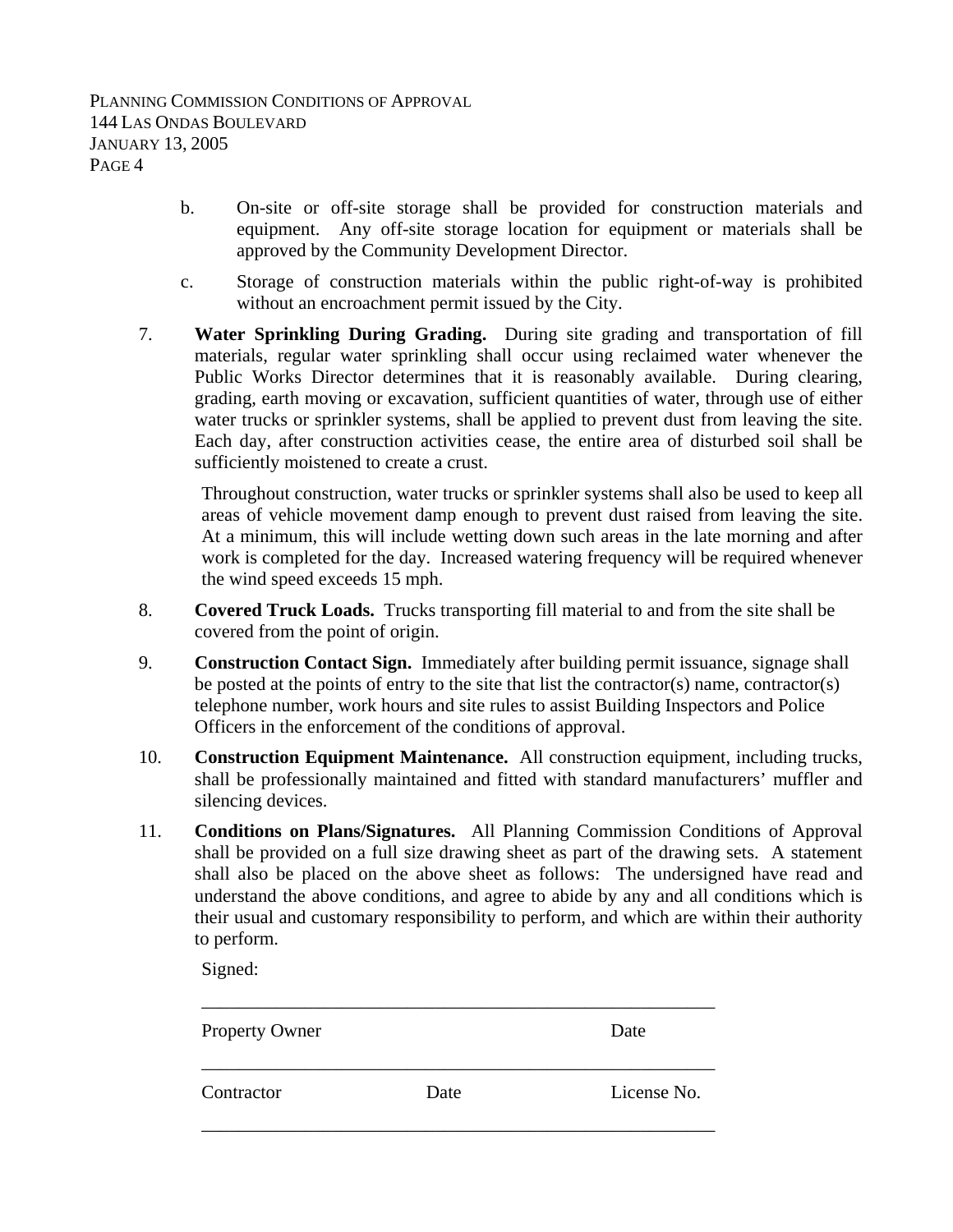b. On-site or off-site storage shall be provided for construction materials and equipment. Any off-site storage location for equipment or materials shall be approved by the Community Development Director.

c. Storage of construction materials within the public right-of-way is prohibited without an encroachment permit issued by the City.

7. **Water Sprinkling During Grading.** During site grading and transportation of fill materials, regular water sprinkling shall occur using reclaimed water whenever the Public Works Director determines that it is reasonably available. During clearing, grading, earth moving or excavation, sufficient quantities of water, through use of either water trucks or sprinkler systems, shall be applied to prevent dust from leaving the site. Each day, after construction activities cease, the entire area of disturbed soil shall be sufficiently moistened to create a crust.

   Throughout construction, water trucks or sprinkler systems shall also be used to keep all areas of vehicle movement damp enough to prevent dust raised from leaving the site. At a minimum, this will include wetting down such areas in the late morning and after work is completed for the day. Increased watering frequency will be required whenever the wind speed exceeds 15 mph.

8. **Covered Truck Loads.** Trucks transporting fill material to and from the site shall be covered from the point of origin.

9. **Construction Contact Sign.** Immediately after building permit issuance, signage shall be posted at the points of entry to the site that list the contractor(s) name, contractor(s) telephone number, work hours and site rules to assist Building Inspectors and Police Officers in the enforcement of the conditions of approval.

10. **Construction Equipment Maintenance.** All construction equipment, including trucks, shall be professionally maintained and fitted with standard manufacturers' muffler and silencing devices.

11. **Conditions on Plans/Signatures.** All Planning Commission Conditions of Approval shall be provided on a full size drawing sheet as part of the drawing sets. A statement shall also be placed on the above sheet as follows: The undersigned have read and understand the above conditions, and agree to abide by any and all conditions which is their usual and customary responsibility to perform, and which are within their authority to perform.

    Signed:

    ______________________________________________________

    Property Owner                                        Date

    ______________________________________________________

    Contractor                    Date                    License No.

    ______________________________________________________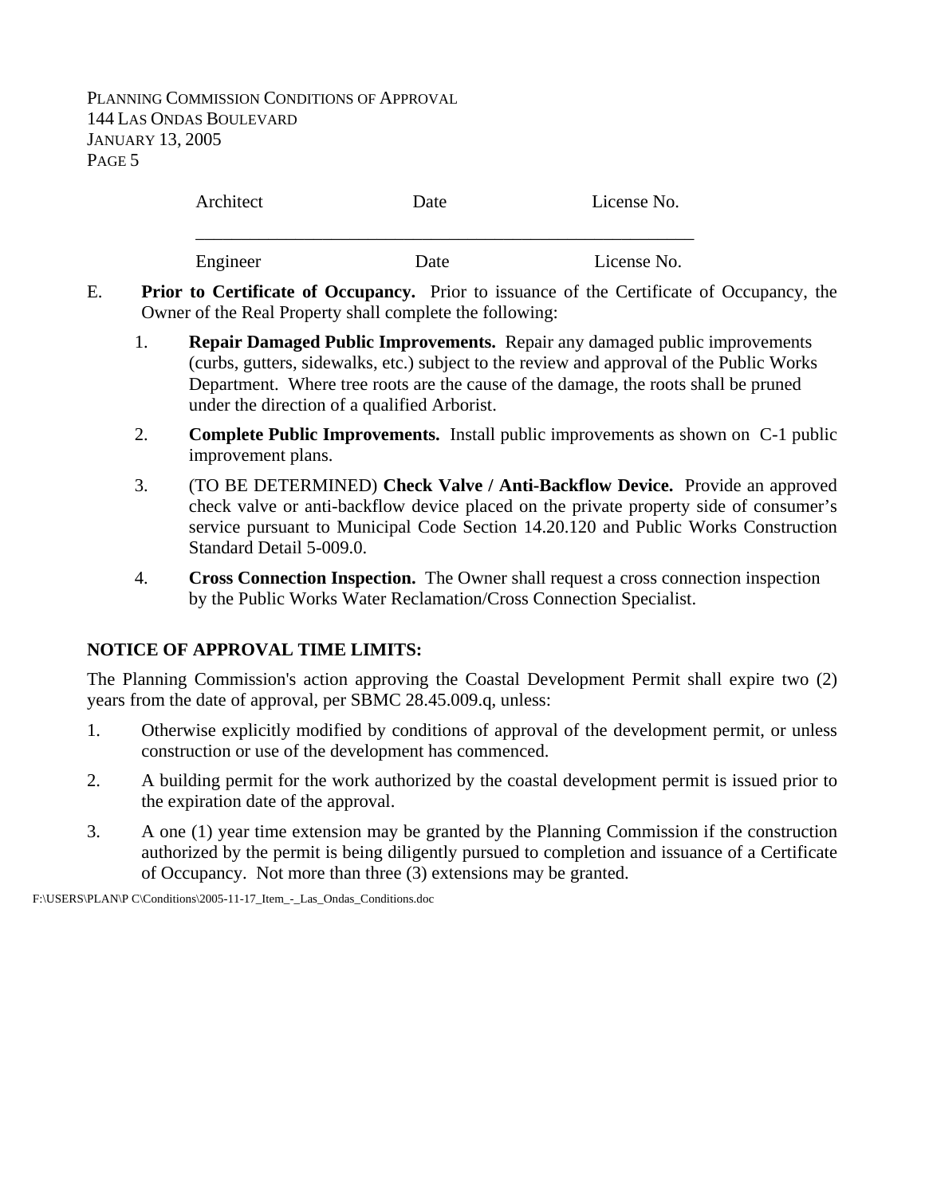Architect    Date    License No.

\_\_\_\_\_\_\_\_\_\_\_\_\_\_\_\_\_\_\_\_\_\_\_\_\_\_\_\_\_\_\_\_\_\_\_\_\_\_\_\_\_\_\_\_\_\_\_\_\_\_\_\_\_\_\_\_\_

Engineer    Date    License No.

E. **Prior to Certificate of Occupancy.** Prior to issuance of the Certificate of Occupancy, the Owner of the Real Property shall complete the following:

1. **Repair Damaged Public Improvements.** Repair any damaged public improvements (curbs, gutters, sidewalks, etc.) subject to the review and approval of the Public Works Department. Where tree roots are the cause of the damage, the roots shall be pruned under the direction of a qualified Arborist.

2. **Complete Public Improvements.** Install public improvements as shown on C-1 public improvement plans.

3. (TO BE DETERMINED) **Check Valve / Anti-Backflow Device.** Provide an approved check valve or anti-backflow device placed on the private property side of consumer's service pursuant to Municipal Code Section 14.20.120 and Public Works Construction Standard Detail 5-009.0.

4. **Cross Connection Inspection.** The Owner shall request a cross connection inspection by the Public Works Water Reclamation/Cross Connection Specialist.

**NOTICE OF APPROVAL TIME LIMITS:**

The Planning Commission's action approving the Coastal Development Permit shall expire two (2) years from the date of approval, per SBMC 28.45.009.q, unless:

1. Otherwise explicitly modified by conditions of approval of the development permit, or unless construction or use of the development has commenced.
2. A building permit for the work authorized by the coastal development permit is issued prior to the expiration date of the approval.
3. A one (1) year time extension may be granted by the Planning Commission if the construction authorized by the permit is being diligently pursued to completion and issuance of a Certificate of Occupancy. Not more than three (3) extensions may be granted.

F:\USERS\PLAN\P C\Conditions\2005-11-17_Item_-_Las_Ondas_Conditions.doc